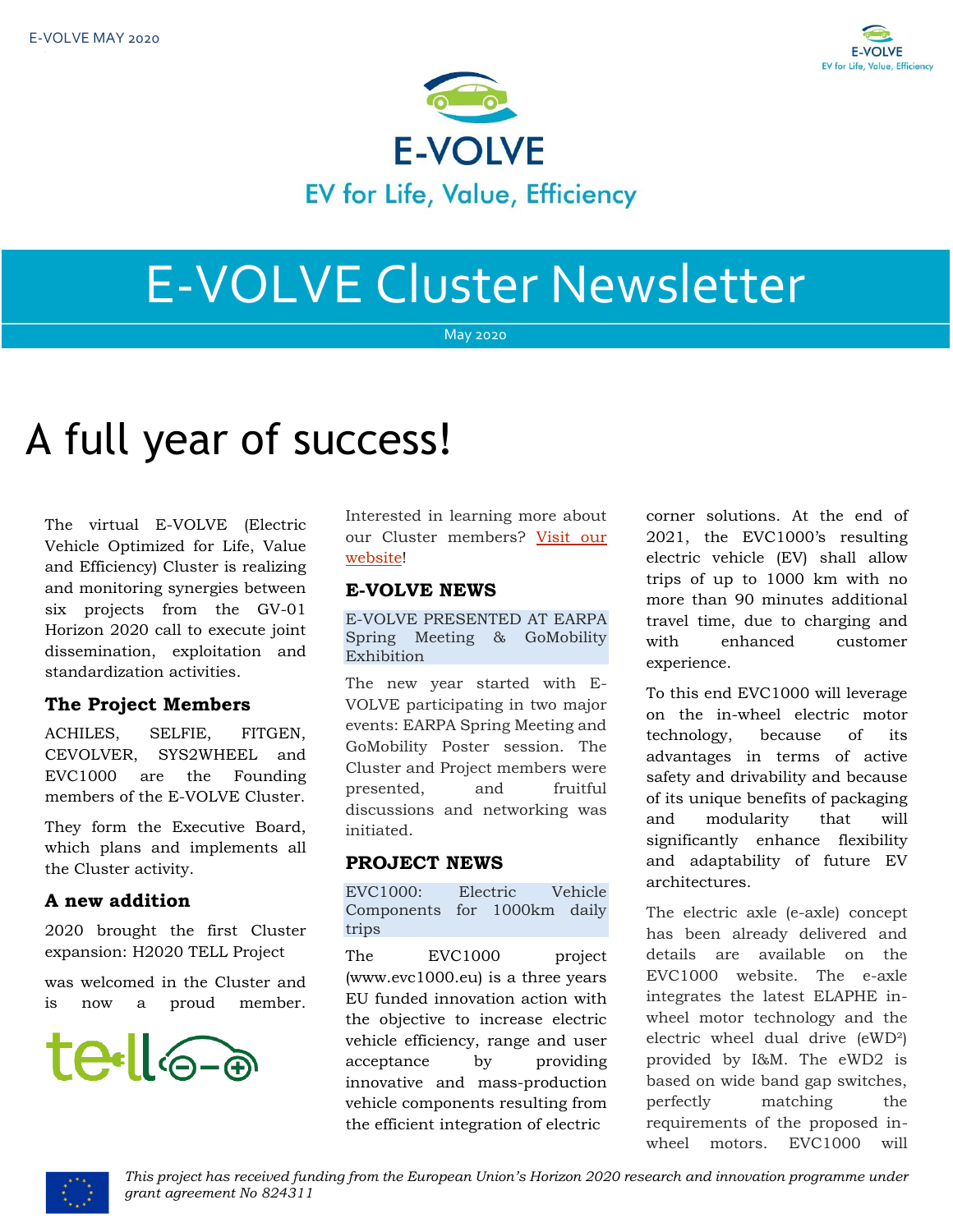# E-VOLVE

EV for Life, Value, Efficiency

# E-VOLVE Cluster Newsletter

May 2020

# A full year of success!

The virtual E-VOLVE (Electric Vehicle Optimized for Life, Value and Efficiency) Cluster is realizing and monitoring synergies between six projects from the GV-01 Horizon 2020 call to execute joint dissemination, exploitation and standardization activities.

### The Project Members

ACHILES, SELFIE, FITGEN, CEVOLVER, SYS2WHEEL and EVC1000 are the Founding members of the E-VOLVE Cluster.

They form the Executive Board, which plans and implements all the Cluster activity.

### A new addition

2020 brought the first Cluster expansion: H2020 TELL Project

was welcomed in the Cluster and is now a proud member.

Interested in learning more about our Cluster members? Visit our website!

## E-VOLVE NEWS

**E-VOLVE PRESENTED AT EARPA Spring Meeting & GoMobility Exhibition**

The new year started with E-VOLVE participating in two major events: EARPA Spring Meeting and GoMobility Poster session. The Cluster and Project members were presented, and fruitful discussions and networking was initiated.

## PROJECT NEWS

**EVC1000: Electric Vehicle Components for 1000km daily trips**

The EVC1000 project (www.evc1000.eu) is a three years EU funded innovation action with the objective to increase electric vehicle efficiency, range and user acceptance by providing innovative and mass-production vehicle components resulting from the efficient integration of electric corner solutions. At the end of 2021, the EVC1000's resulting electric vehicle (EV) shall allow trips of up to 1000 km with no more than 90 minutes additional travel time, due to charging and with enhanced customer experience.

To this end EVC1000 will leverage on the in-wheel electric motor technology, because of its advantages in terms of active safety and drivability and because of its unique benefits of packaging and modularity that will significantly enhance flexibility and adaptability of future EV architectures.

The electric axle (e-axle) concept has been already delivered and details are available on the EVC1000 website. The e-axle integrates the latest ELAPHE in-wheel motor technology and the electric wheel dual drive (eWD$^2$) provided by I&M. The eWD2 is based on wide band gap switches, perfectly matching the requirements of the proposed in-wheel motors. EVC1000 will

*This project has received funding from the European Union's Horizon 2020 research and innovation programme under grant agreement No 824311*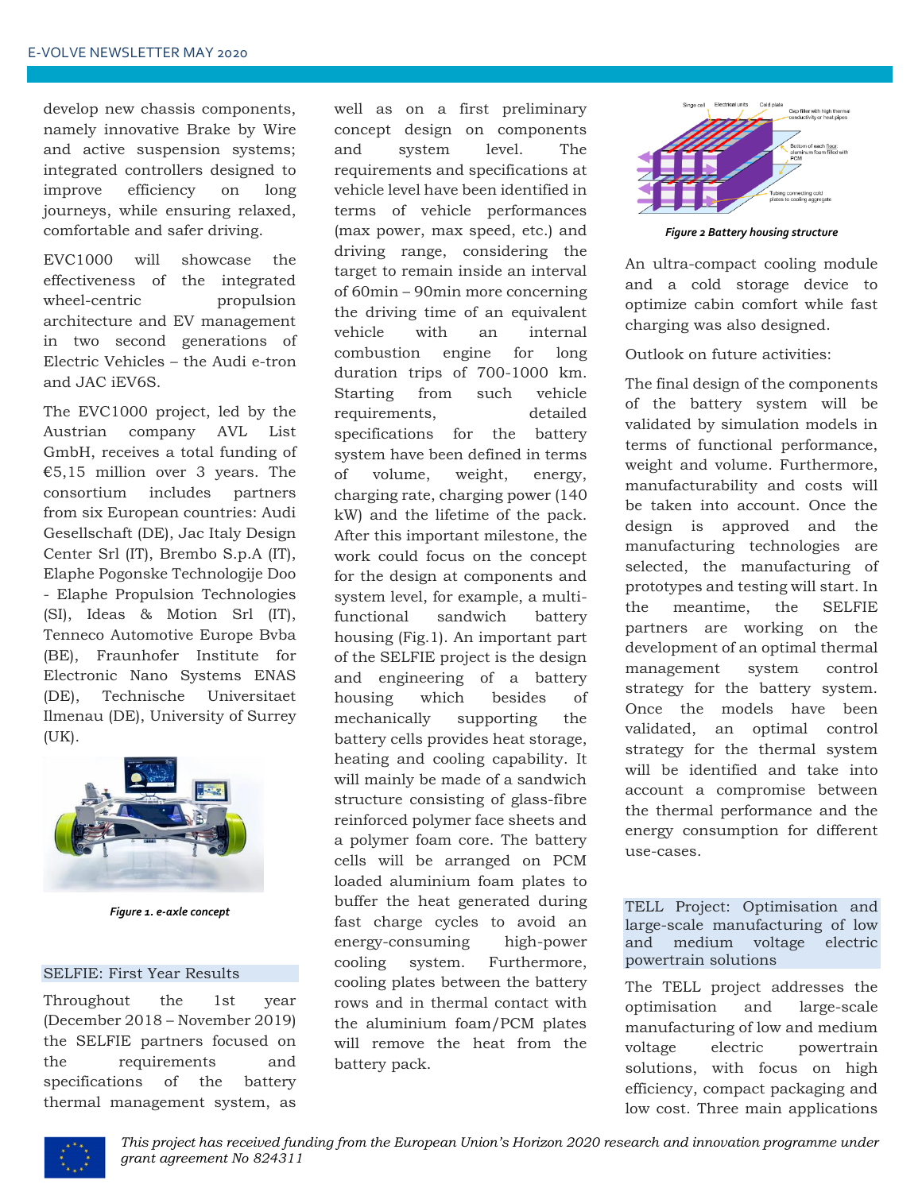develop new chassis components, namely innovative Brake by Wire and active suspension systems; integrated controllers designed to improve efficiency on long journeys, while ensuring relaxed, comfortable and safer driving.

EVC1000 will showcase the effectiveness of the integrated wheel-centric propulsion architecture and EV management in two second generations of Electric Vehicles – the Audi e-tron and JAC iEV6S.

The EVC1000 project, led by the Austrian company AVL List GmbH, receives a total funding of €5,15 million over 3 years. The consortium includes partners from six European countries: Audi Gesellschaft (DE), Jac Italy Design Center Srl (IT), Brembo S.p.A (IT), Elaphe Pogonske Technologije Doo - Elaphe Propulsion Technologies (SI), Ideas & Motion Srl (IT), Tenneco Automotive Europe Bvba (BE), Fraunhofer Institute for Electronic Nano Systems ENAS (DE), Technische Universitaet Ilmenau (DE), University of Surrey (UK).

*Figure 1. e-axle concept*

## SELFIE: First Year Results

Throughout the 1st year (December 2018 – November 2019) the SELFIE partners focused on the requirements and specifications of the battery thermal management system, as well as on a first preliminary concept design on components and system level. The requirements and specifications at vehicle level have been identified in terms of vehicle performances (max power, max speed, etc.) and driving range, considering the target to remain inside an interval of 60min – 90min more concerning the driving time of an equivalent vehicle with an internal combustion engine for long duration trips of 700-1000 km. Starting from such vehicle requirements, detailed specifications for the battery system have been defined in terms of volume, weight, energy, charging rate, charging power (140 kW) and the lifetime of the pack. After this important milestone, the work could focus on the concept for the design at components and system level, for example, a multi-functional sandwich battery housing (Fig.1). An important part of the SELFIE project is the design and engineering of a battery housing which besides of mechanically supporting the battery cells provides heat storage, heating and cooling capability. It will mainly be made of a sandwich structure consisting of glass-fibre reinforced polymer face sheets and a polymer foam core. The battery cells will be arranged on PCM loaded aluminium foam plates to buffer the heat generated during fast charge cycles to avoid an energy-consuming high-power cooling system. Furthermore, cooling plates between the battery rows and in thermal contact with the aluminium foam/PCM plates will remove the heat from the battery pack.

*Figure 2 Battery housing structure*

An ultra-compact cooling module and a cold storage device to optimize cabin comfort while fast charging was also designed.

Outlook on future activities:

The final design of the components of the battery system will be validated by simulation models in terms of functional performance, weight and volume. Furthermore, manufacturability and costs will be taken into account. Once the design is approved and the manufacturing technologies are selected, the manufacturing of prototypes and testing will start. In the meantime, the SELFIE partners are working on the development of an optimal thermal management system control strategy for the battery system. Once the models have been validated, an optimal control strategy for the thermal system will be identified and take into account a compromise between the thermal performance and the energy consumption for different use-cases.

## TELL Project: Optimisation and large-scale manufacturing of low and medium voltage electric powertrain solutions

The TELL project addresses the optimisation and large-scale manufacturing of low and medium voltage electric powertrain solutions, with focus on high efficiency, compact packaging and low cost. Three main applications

*This project has received funding from the European Union's Horizon 2020 research and innovation programme under grant agreement No 824311*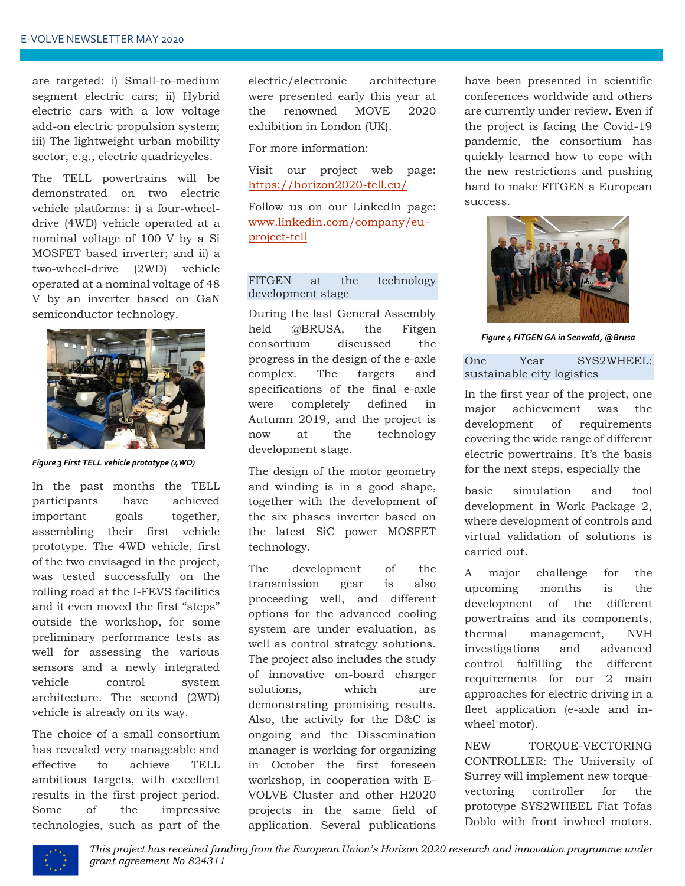are targeted: i) Small-to-medium segment electric cars; ii) Hybrid electric cars with a low voltage add-on electric propulsion system; iii) The lightweight urban mobility sector, e.g., electric quadricycles.

The TELL powertrains will be demonstrated on two electric vehicle platforms: i) a four-wheel-drive (4WD) vehicle operated at a nominal voltage of 100 V by a Si MOSFET based inverter; and ii) a two-wheel-drive (2WD) vehicle operated at a nominal voltage of 48 V by an inverter based on GaN semiconductor technology.

*Figure 3 First TELL vehicle prototype (4WD)*

In the past months the TELL participants have achieved important goals together, assembling their first vehicle prototype. The 4WD vehicle, first of the two envisaged in the project, was tested successfully on the rolling road at the I-FEVS facilities and it even moved the first "steps" outside the workshop, for some preliminary performance tests as well for assessing the various sensors and a newly integrated vehicle control system architecture. The second (2WD) vehicle is already on its way.

The choice of a small consortium has revealed very manageable and effective to achieve TELL ambitious targets, with excellent results in the first project period. Some of the impressive technologies, such as part of the electric/electronic architecture were presented early this year at the renowned MOVE 2020 exhibition in London (UK).

For more information:

Visit our project web page: https://horizon2020-tell.eu/

Follow us on our LinkedIn page: www.linkedin.com/company/eu-project-tell

## FITGEN at the technology development stage

During the last General Assembly held @BRUSA, the Fitgen consortium discussed the progress in the design of the e-axle complex. The targets and specifications of the final e-axle were completely defined in Autumn 2019, and the project is now at the technology development stage.

The design of the motor geometry and winding is in a good shape, together with the development of the six phases inverter based on the latest SiC power MOSFET technology.

The development of the transmission gear is also proceeding well, and different options for the advanced cooling system are under evaluation, as well as control strategy solutions. The project also includes the study of innovative on-board charger solutions, which are demonstrating promising results. Also, the activity for the D&C is ongoing and the Dissemination manager is working for organizing in October the first foreseen workshop, in cooperation with E-VOLVE Cluster and other H2020 projects in the same field of application. Several publications have been presented in scientific conferences worldwide and others are currently under review. Even if the project is facing the Covid-19 pandemic, the consortium has quickly learned how to cope with the new restrictions and pushing hard to make FITGEN a European success.

*Figure 4 FITGEN GA in Senwald, @Brusa*

## One Year SYS2WHEEL: sustainable city logistics

In the first year of the project, one major achievement was the development of requirements covering the wide range of different electric powertrains. It's the basis for the next steps, especially the basic simulation and tool development in Work Package 2, where development of controls and virtual validation of solutions is carried out.

A major challenge for the upcoming months is the development of the different powertrains and its components, thermal management, NVH investigations and advanced control fulfilling the different requirements for our 2 main approaches for electric driving in a fleet application (e-axle and in-wheel motor).

NEW TORQUE-VECTORING CONTROLLER: The University of Surrey will implement new torque-vectoring controller for the prototype SYS2WHEEL Fiat Tofas Doblo with front inwheel motors.

*This project has received funding from the European Union's Horizon 2020 research and innovation programme under grant agreement No 824311*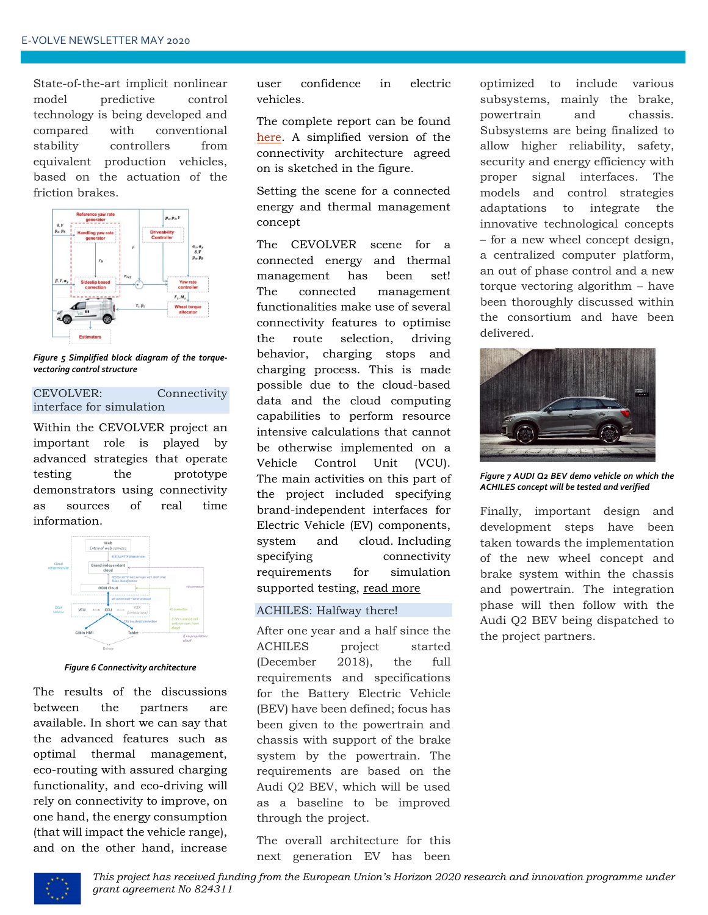State-of-the-art implicit nonlinear model predictive control technology is being developed and compared with conventional stability controllers from equivalent production vehicles, based on the actuation of the friction brakes.

*Figure 5 Simplified block diagram of the torque-vectoring control structure*

## CEVOLVER: Connectivity interface for simulation

Within the CEVOLVER project an important role is played by advanced strategies that operate testing the prototype demonstrators using connectivity as sources of real time information.

*Figure 6 Connectivity architecture*

The results of the discussions between the partners are available. In short we can say that the advanced features such as optimal thermal management, eco-routing with assured charging functionality, and eco-driving will rely on connectivity to improve, on one hand, the energy consumption (that will impact the vehicle range), and on the other hand, increase user confidence in electric vehicles.

The complete report can be found here. A simplified version of the connectivity architecture agreed on is sketched in the figure.

Setting the scene for a connected energy and thermal management concept

The CEVOLVER scene for a connected energy and thermal management has been set! The connected management functionalities make use of several connectivity features to optimise the route selection, driving behavior, charging stops and charging process. This is made possible due to the cloud-based data and the cloud computing capabilities to perform resource intensive calculations that cannot be otherwise implemented on a Vehicle Control Unit (VCU). The main activities on this part of the project included specifying brand-independent interfaces for Electric Vehicle (EV) components, system and cloud. Including specifying connectivity requirements for simulation supported testing, read more

## ACHILES: Halfway there!

After one year and a half since the ACHILES project started (December 2018), the full requirements and specifications for the Battery Electric Vehicle (BEV) have been defined; focus has been given to the powertrain and chassis with support of the brake system by the powertrain. The requirements are based on the Audi Q2 BEV, which will be used as a baseline to be improved through the project.

The overall architecture for this next generation EV has been optimized to include various subsystems, mainly the brake, powertrain and chassis. Subsystems are being finalized to allow higher reliability, safety, security and energy efficiency with proper signal interfaces. The models and control strategies adaptations to integrate the innovative technological concepts – for a new wheel concept design, a centralized computer platform, an out of phase control and a new torque vectoring algorithm – have been thoroughly discussed within the consortium and have been delivered.

*Figure 7 AUDI Q2 BEV demo vehicle on which the ACHILES concept will be tested and verified*

Finally, important design and development steps have been taken towards the implementation of the new wheel concept and brake system within the chassis and powertrain. The integration phase will then follow with the Audi Q2 BEV being dispatched to the project partners.

*This project has received funding from the European Union's Horizon 2020 research and innovation programme under grant agreement No 824311*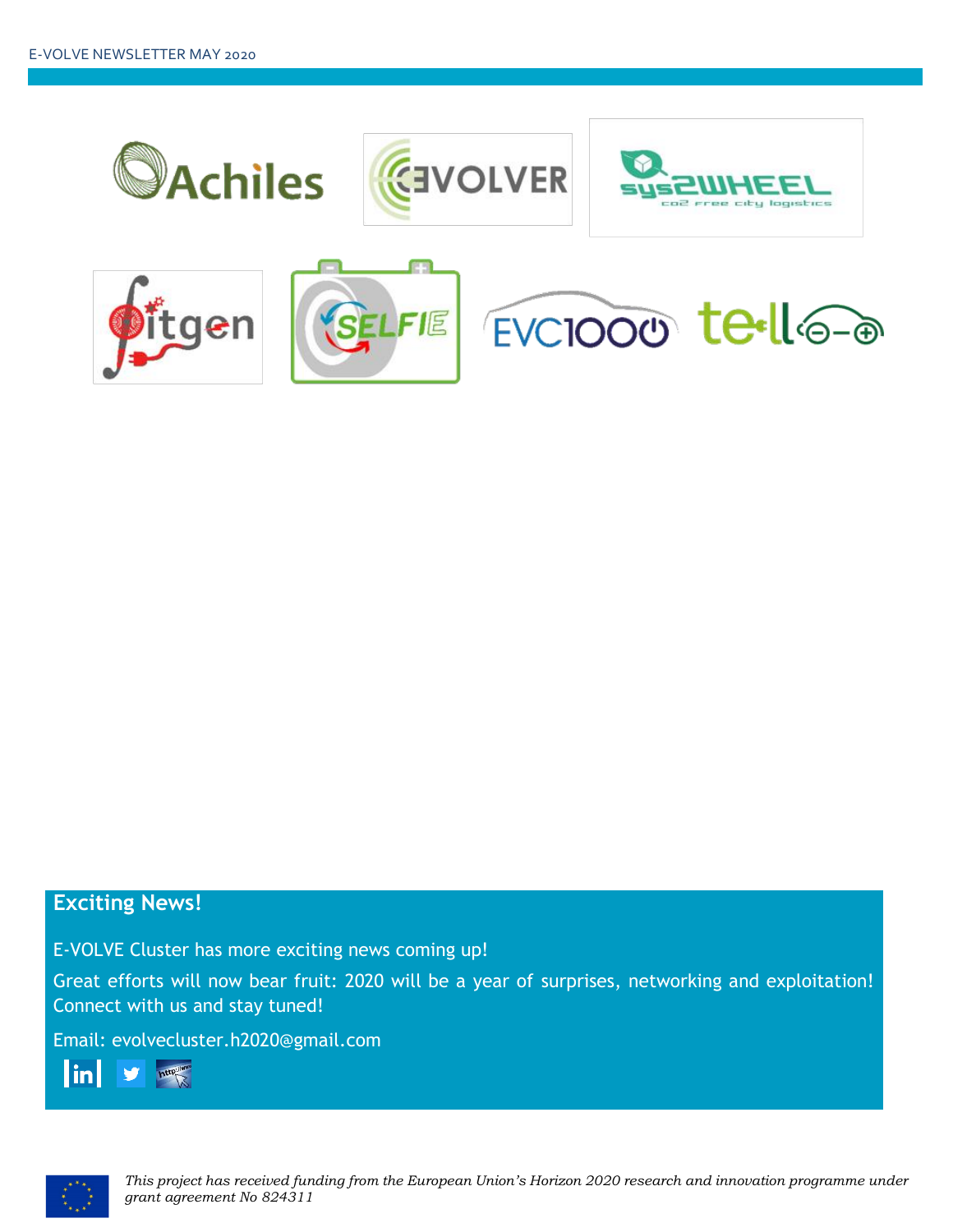Achiles

EVOLVER

sys2WHEEL
co2 free city logistics

fitgen

SELFIE

EVC1000

tell

## Exciting News!

E-VOLVE Cluster has more exciting news coming up!

Great efforts will now bear fruit: 2020 will be a year of surprises, networking and exploitation! Connect with us and stay tuned!

Email: evolvecluster.h2020@gmail.com

*This project has received funding from the European Union's Horizon 2020 research and innovation programme under grant agreement No 824311*